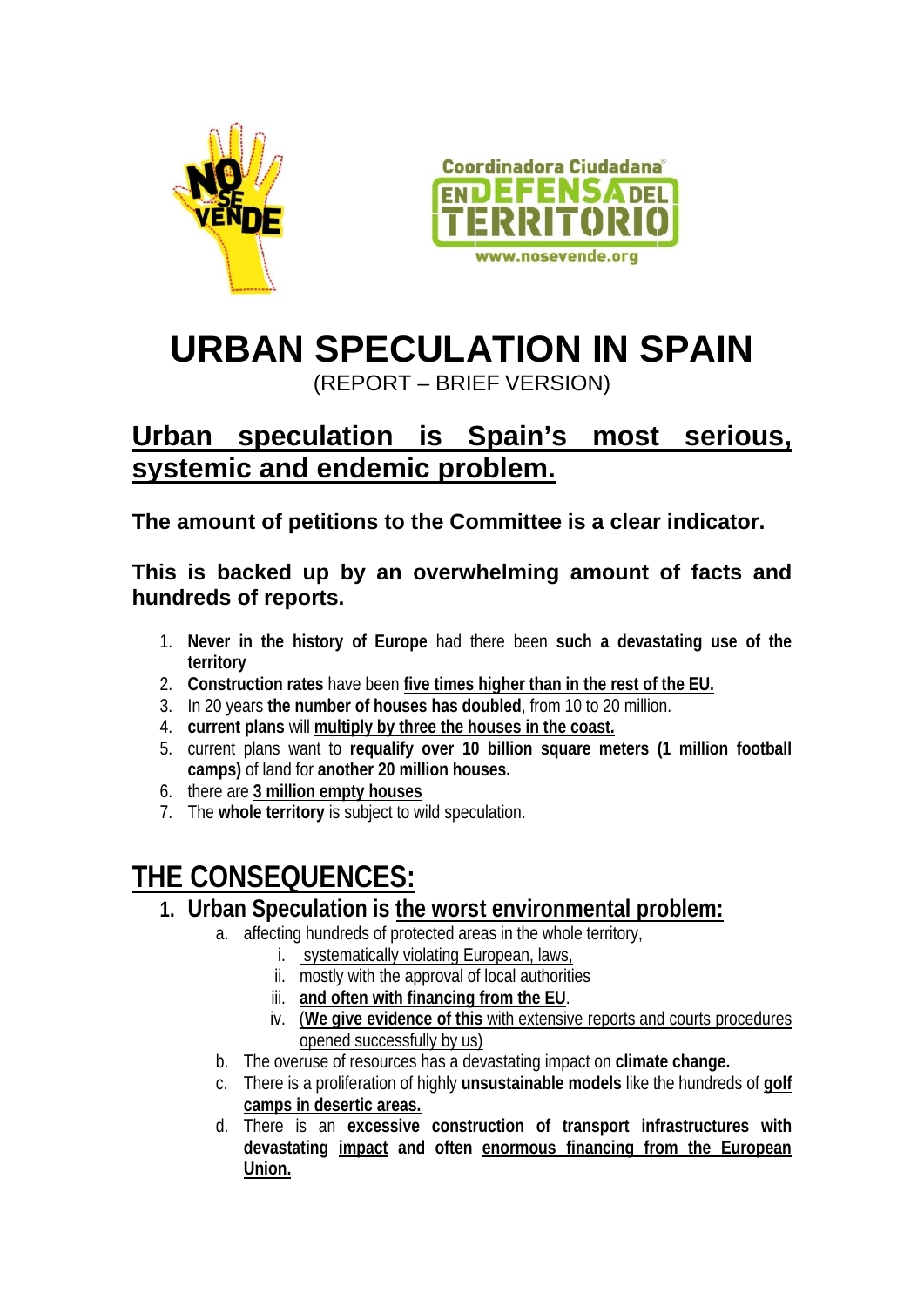# URBAN SPECULATION IN SPAIN

(REPORT – BRIEF VERSION)

## Urban speculation is Spain's most serious, systemic and endemic problem.

**The amount of petitions to the Committee is a clear indicator.**

**This is backed up by an overwhelming amount of facts and hundreds of reports.**

1. **Never in the history of Europe** had there been **such a devastating use of the territory**
2. **Construction rates** have been **five times higher than in the rest of the EU.**
3. In 20 years **the number of houses has doubled**, from 10 to 20 million.
4. **current plans** will **multiply by three the houses in the coast.**
5. current plans want to **requalify over 10 billion square meters (1 million football camps)** of land for **another 20 million houses.**
6. there are **3 million empty houses**
7. The **whole territory** is subject to wild speculation.

## THE CONSEQUENCES:

1. **Urban Speculation is the worst environmental problem:**
   a. affecting hundreds of protected areas in the whole territory,
      i. systematically violating European, laws,
      ii. mostly with the approval of local authorities
      iii. **and often with financing from the EU**.
      iv. (**We give evidence of this** with extensive reports and courts procedures opened successfully by us)
   b. The overuse of resources has a devastating impact on **climate change.**
   c. There is a proliferation of highly **unsustainable models** like the hundreds of **golf camps in desertic areas.**
   d. There is an **excessive construction of transport infrastructures with devastating impact and often enormous financing from the European Union.**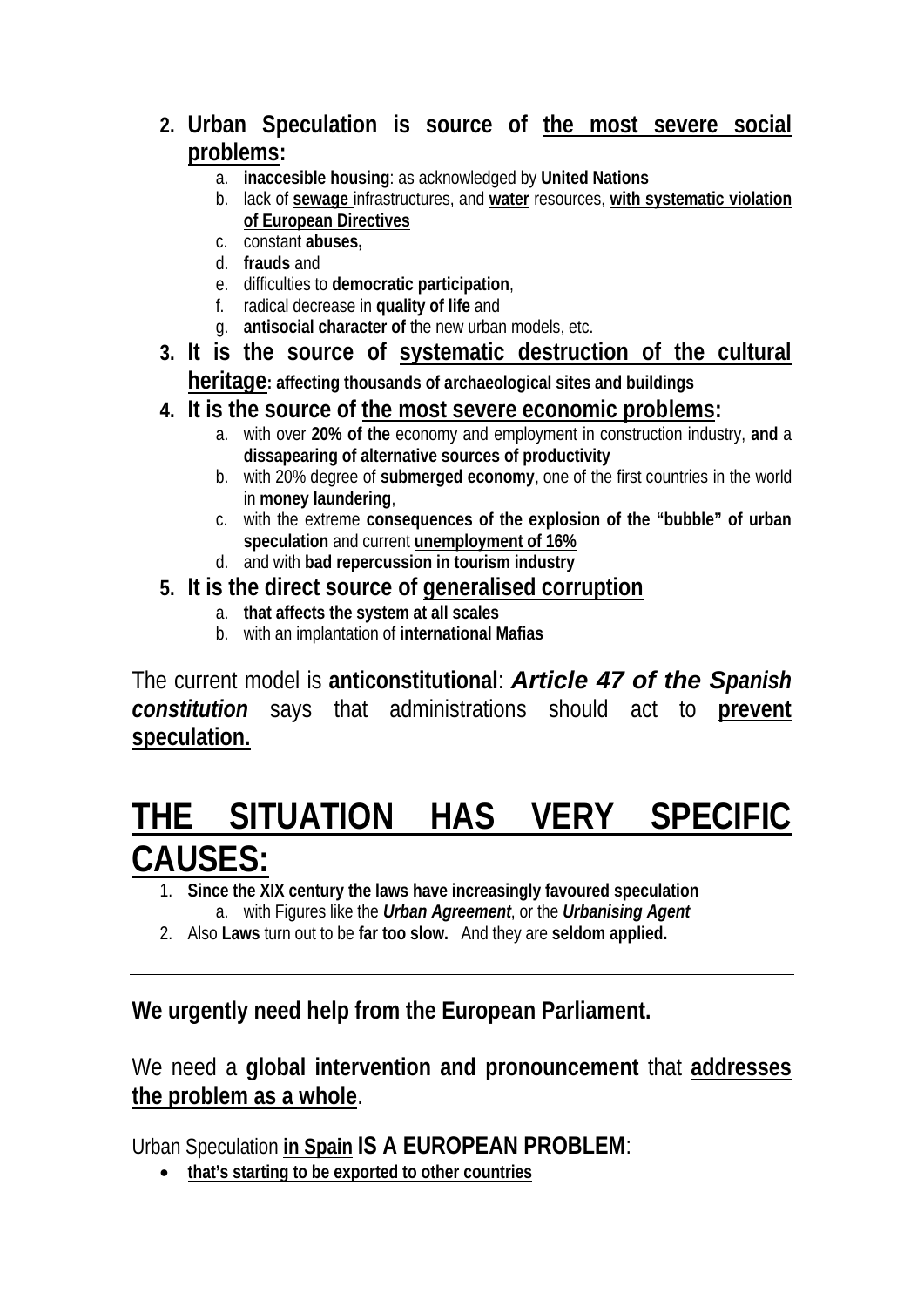2. **Urban Speculation is source of <u>the most severe social problems</u>:**
    a. **inaccesible housing**: as acknowledged by **United Nations**
    b. lack of **<u>sewage</u>** infrastructures, and **<u>water</u>** resources, **<u>with systematic violation of European Directives</u>**
    c. constant **abuses,**
    d. **frauds** and
    e. difficulties to **democratic participation**,
    f. radical decrease in **quality of life** and
    g. **antisocial character of** the new urban models, etc.
3. **It is the source of <u>systematic destruction of the cultural heritage</u>: affecting thousands of archaeological sites and buildings**
4. **It is the source of <u>the most severe economic problems</u>:**
    a. with over **20% of the** economy and employment in construction industry, **and** a **dissapearing of alternative sources of productivity**
    b. with 20% degree of **submerged economy**, one of the first countries in the world in **money laundering**,
    c. with the extreme **consequences of the explosion of the "bubble" of urban speculation** and current **<u>unemployment of 16%</u>**
    d. and with **bad repercussion in tourism industry**
5. **It is the direct source of <u>generalised corruption</u>**
    a. **that affects the system at all scales**
    b. with an implantation of **international Mafias**

The current model is **anticonstitutional**: ***Article 47 of the Spanish constitution*** says that administrations should act to **<u>prevent speculation.</u>**

# <u>THE SITUATION HAS VERY SPECIFIC CAUSES:</u>

1. **Since the XIX century the laws have increasingly favoured speculation**
    a. with Figures like the ***Urban Agreement***, or the ***Urbanising Agent***
2. Also **Laws** turn out to be **far too slow.** And they are **seldom applied.**

---

**We urgently need help from the European Parliament.**

We need a **global intervention and pronouncement** that **<u>addresses the problem as a whole</u>**.

Urban Speculation **<u>in Spain</u> IS A EUROPEAN PROBLEM**:

- **<u>that's starting to be exported to other countries</u>**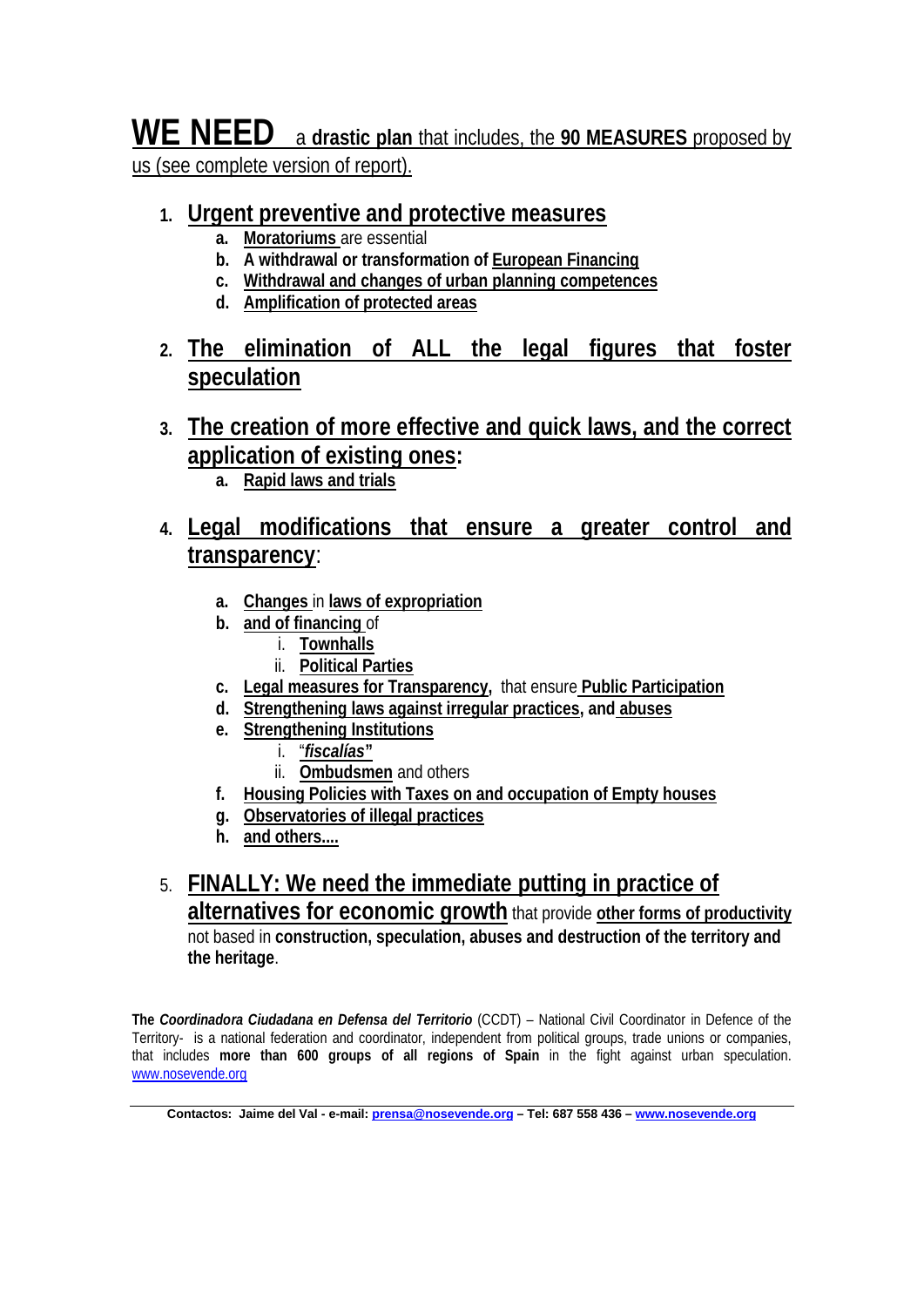**WE NEED** a **drastic plan** that includes, the **90 MEASURES** proposed by us (see complete version of report).

1. **Urgent preventive and protective measures**
   a. **Moratoriums** are essential
   b. **A withdrawal or transformation of European Financing**
   c. **Withdrawal and changes of urban planning competences**
   d. **Amplification of protected areas**

2. **The elimination of ALL the legal figures that foster speculation**

3. **The creation of more effective and quick laws, and the correct application of existing ones:**
   a. **Rapid laws and trials**

4. **Legal modifications that ensure a greater control and transparency**:
   a. **Changes** in **laws of expropriation**
   b. **and of financing** of
      i. **Townhalls**
      ii. **Political Parties**
   c. **Legal measures for Transparency,** that ensure **Public Participation**
   d. **Strengthening laws against irregular practices, and abuses**
   e. **Strengthening Institutions**
      i. "***fiscalías***"
      ii. **Ombudsmen** and others
   f. **Housing Policies with Taxes on and occupation of Empty houses**
   g. **Observatories of illegal practices**
   h. **and others....**

5. **FINALLY: We need the immediate putting in practice of alternatives for economic growth** that provide **other forms of productivity** not based in **construction, speculation, abuses and destruction of the territory and the heritage**.

**The *Coordinadora Ciudadana en Defensa del Territorio*** (CCDT) – National Civil Coordinator in Defence of the Territory- is a national federation and coordinator, independent from political groups, trade unions or companies, that includes **more than 600 groups of all regions of Spain** in the fight against urban speculation. www.nosevende.org

**Contactos: Jaime del Val - e-mail: prensa@nosevende.org – Tel: 687 558 436 – www.nosevende.org**